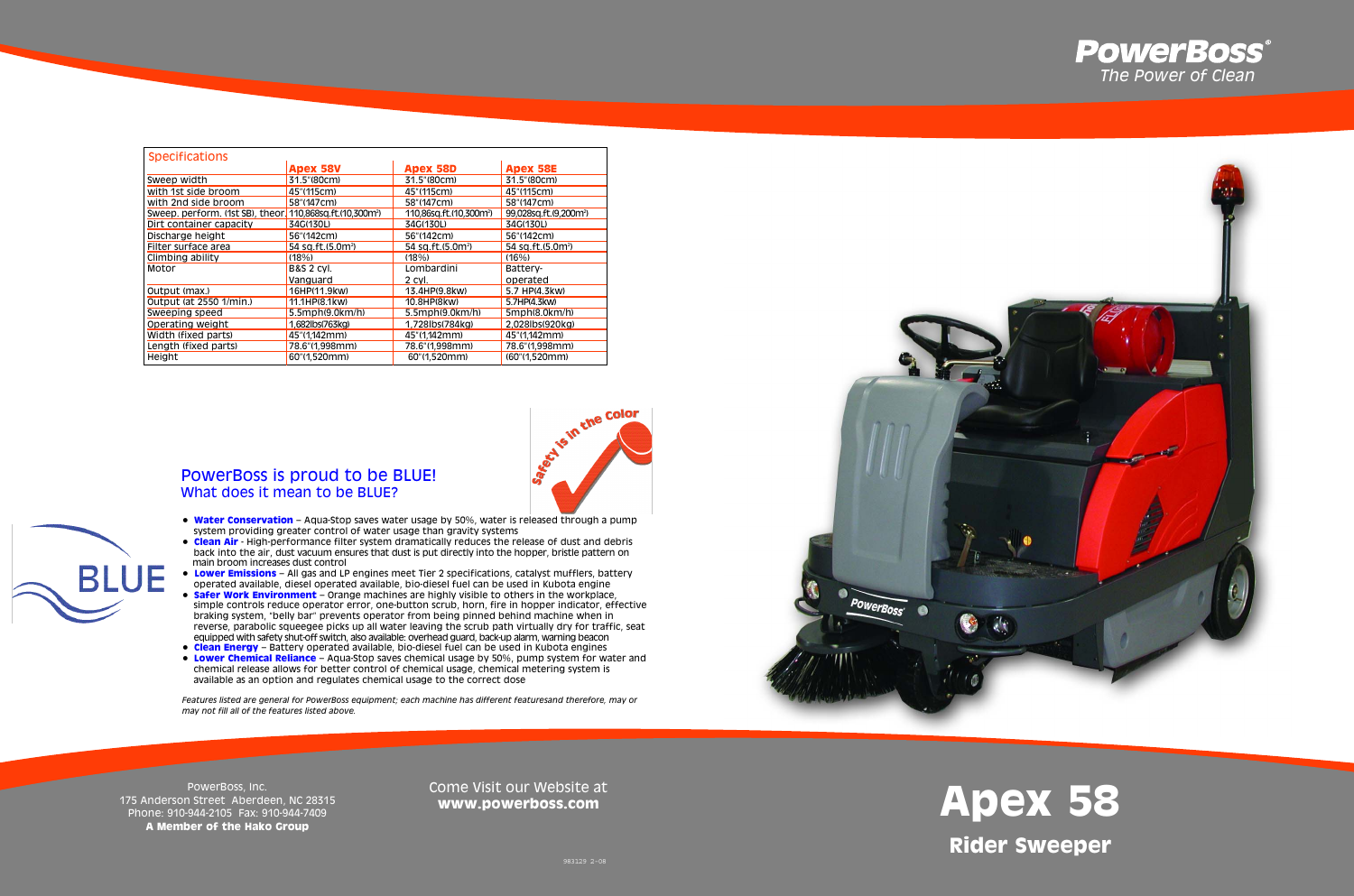PowerBoss®
The Power of Clean

| Specifications | Apex 58V | Apex 58D | Apex 58E |
|---|---|---|---|
| Sweep width | 31.5"(80cm) | 31.5"(80cm) | 31.5"(80cm) |
| with 1st side broom | 45"(115cm) | 45"(115cm) | 45"(115cm) |
| with 2nd side broom | 58"(147cm) | 58"(147cm) | 58"(147cm) |
| Sweep. perform. (1st SB), theor. | 110,868sq.ft.(10,300m²) | 110,86sq.ft.(10,300m²) | 99,028sq.ft.(9,200m²) |
| Dirt container capacity | 34G(130L) | 34G(130L) | 34G(130L) |
| Discharge height | 56"(142cm) | 56"(142cm) | 56"(142cm) |
| Filter surface area | 54 sq.ft.(5.0m²) | 54 sq.ft.(5.0m²) | 54 sq.ft.(5.0m²) |
| Climbing ability | (18%) | (18%) | (16%) |
| Motor | B&S 2 cyl. Vanguard | Lombardini 2 cyl. | Battery-operated |
| Output (max.) | 16HP(11.9kw) | 13.4HP(9.8kw) | 5.7 HP(4.3kw) |
| Output (at 2550 1/min.) | 11.1HP(8.1kw) | 10.8HP(8kw) | 5.7HP(4.3kw) |
| Sweeping speed | 5.5mph(9.0km/h) | 5.5mph(9.0km/h) | 5mph(8.0km/h) |
| Operating weight | 1,682lbs(763kg) | 1,728lbs(784kg) | 2,028lbs(920kg) |
| Width (fixed parts) | 45"(1,142mm) | 45"(1,142mm) | 45"(1,142mm) |
| Length (fixed parts) | 78.6"(1,998mm) | 78.6"(1,998mm) | 78.6"(1,998mm) |
| Height | 60"(1,520mm) | 60"(1,520mm) | (60"(1,520mm) |

Safety is in the Color

## PowerBoss is proud to be BLUE!
### What does it mean to be BLUE?

BLUE

- **Water Conservation** – Aqua-Stop saves water usage by 50%, water is released through a pump system providing greater control of water usage than gravity systems
- **Clean Air** - High-performance filter system dramatically reduces the release of dust and debris back into the air, dust vacuum ensures that dust is put directly into the hopper, bristle pattern on main broom increases dust control
- **Lower Emissions** – All gas and LP engines meet Tier 2 specifications, catalyst mufflers, battery operated available, diesel operated available, bio-diesel fuel can be used in Kubota engine
- **Safer Work Environment** – Orange machines are highly visible to others in the workplace, simple controls reduce operator error, one-button scrub, horn, fire in hopper indicator, effective braking system, "belly bar" prevents operator from being pinned behind machine when in reverse, parabolic squeegee picks up all water leaving the scrub path virtually dry for traffic, seat equipped with safety shut-off switch, also available: overhead guard, back-up alarm, warning beacon
- **Clean Energy** – Battery operated available, bio-diesel fuel can be used in Kubota engines
- **Lower Chemical Reliance** – Aqua-Stop saves chemical usage by 50%, pump system for water and chemical release allows for better control of chemical usage, chemical metering system is available as an option and regulates chemical usage to the correct dose

*Features listed are general for PowerBoss equipment; each machine has different featuresand therefore, may or may not fill all of the features listed above.*

PowerBoss, Inc.
175 Anderson Street Aberdeen, NC 28315
Phone: 910-944-2105 Fax: 910-944-7409
**A Member of the Hako Group**

Come Visit our Website at
**www.powerboss.com**

# Apex 58
## Rider Sweeper

983129 2-08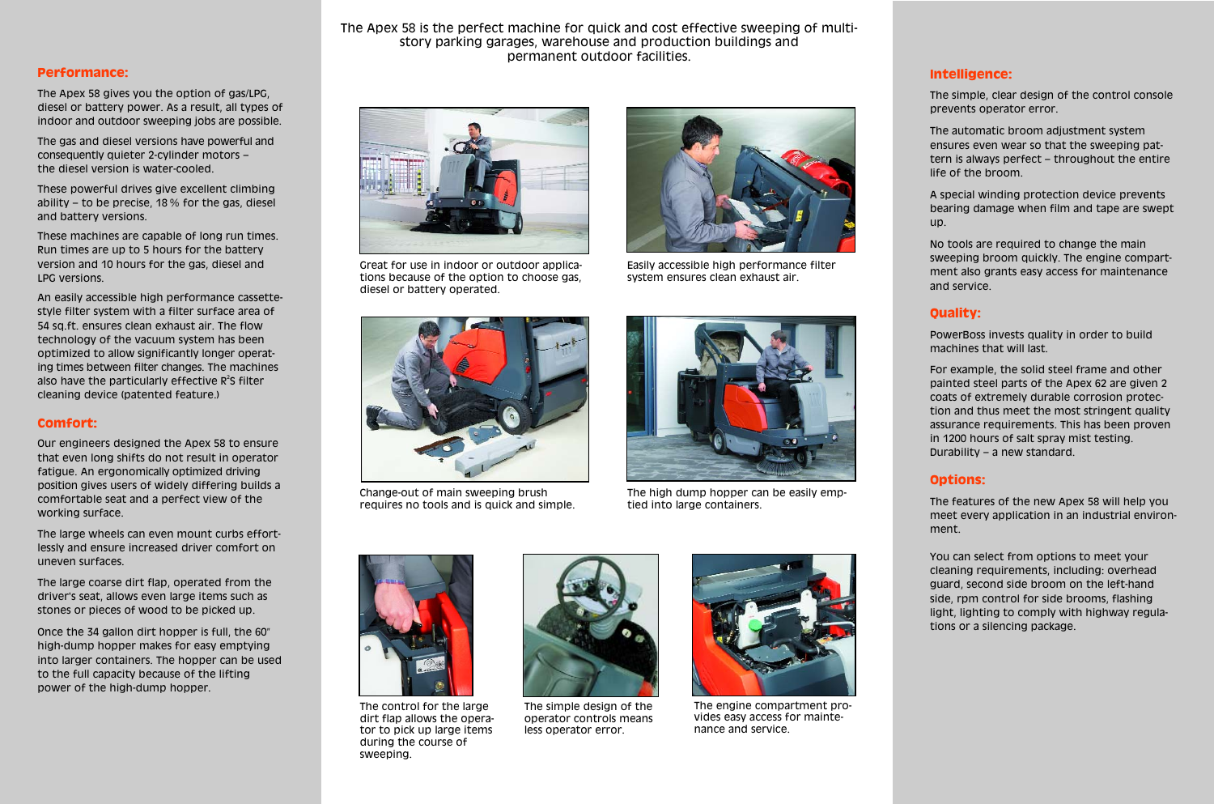## Performance:

The Apex 58 gives you the option of gas/LPG, diesel or battery power. As a result, all types of indoor and outdoor sweeping jobs are possible.

The gas and diesel versions have powerful and consequently quieter 2-cylinder motors – the diesel version is water-cooled.

These powerful drives give excellent climbing ability – to be precise, 18 % for the gas, diesel and battery versions.

These machines are capable of long run times. Run times are up to 5 hours for the battery version and 10 hours for the gas, diesel and LPG versions.

An easily accessible high performance cassette-style filter system with a filter surface area of 54 sq.ft. ensures clean exhaust air. The flow technology of the vacuum system has been optimized to allow significantly longer operating times between filter changes. The machines also have the particularly effective $R^2S$ filter cleaning device (patented feature.)

## Comfort:

Our engineers designed the Apex 58 to ensure that even long shifts do not result in operator fatigue. An ergonomically optimized driving position gives users of widely differing builds a comfortable seat and a perfect view of the working surface.

The large wheels can even mount curbs effortlessly and ensure increased driver comfort on uneven surfaces.

The large coarse dirt flap, operated from the driver's seat, allows even large items such as stones or pieces of wood to be picked up.

Once the 34 gallon dirt hopper is full, the 60" high-dump hopper makes for easy emptying into larger containers. The hopper can be used to the full capacity because of the lifting power of the high-dump hopper.

The Apex 58 is the perfect machine for quick and cost effective sweeping of multi-story parking garages, warehouse and production buildings and permanent outdoor facilities.

Great for use in indoor or outdoor applications because of the option to choose gas, diesel or battery operated.

Easily accessible high performance filter system ensures clean exhaust air.

Change-out of main sweeping brush requires no tools and is quick and simple.

The high dump hopper can be easily emptied into large containers.

The control for the large dirt flap allows the operator to pick up large items during the course of sweeping.

The simple design of the operator controls means less operator error.

The engine compartment provides easy access for maintenance and service.

## Intelligence:

The simple, clear design of the control console prevents operator error.

The automatic broom adjustment system ensures even wear so that the sweeping pattern is always perfect – throughout the entire life of the broom.

A special winding protection device prevents bearing damage when film and tape are swept up.

No tools are required to change the main sweeping broom quickly. The engine compartment also grants easy access for maintenance and service.

## Quality:

PowerBoss invests quality in order to build machines that will last.

For example, the solid steel frame and other painted steel parts of the Apex 62 are given 2 coats of extremely durable corrosion protection and thus meet the most stringent quality assurance requirements. This has been proven in 1200 hours of salt spray mist testing. Durability – a new standard.

## Options:

The features of the new Apex 58 will help you meet every application in an industrial environment.

You can select from options to meet your cleaning requirements, including: overhead guard, second side broom on the left-hand side, rpm control for side brooms, flashing light, lighting to comply with highway regulations or a silencing package.